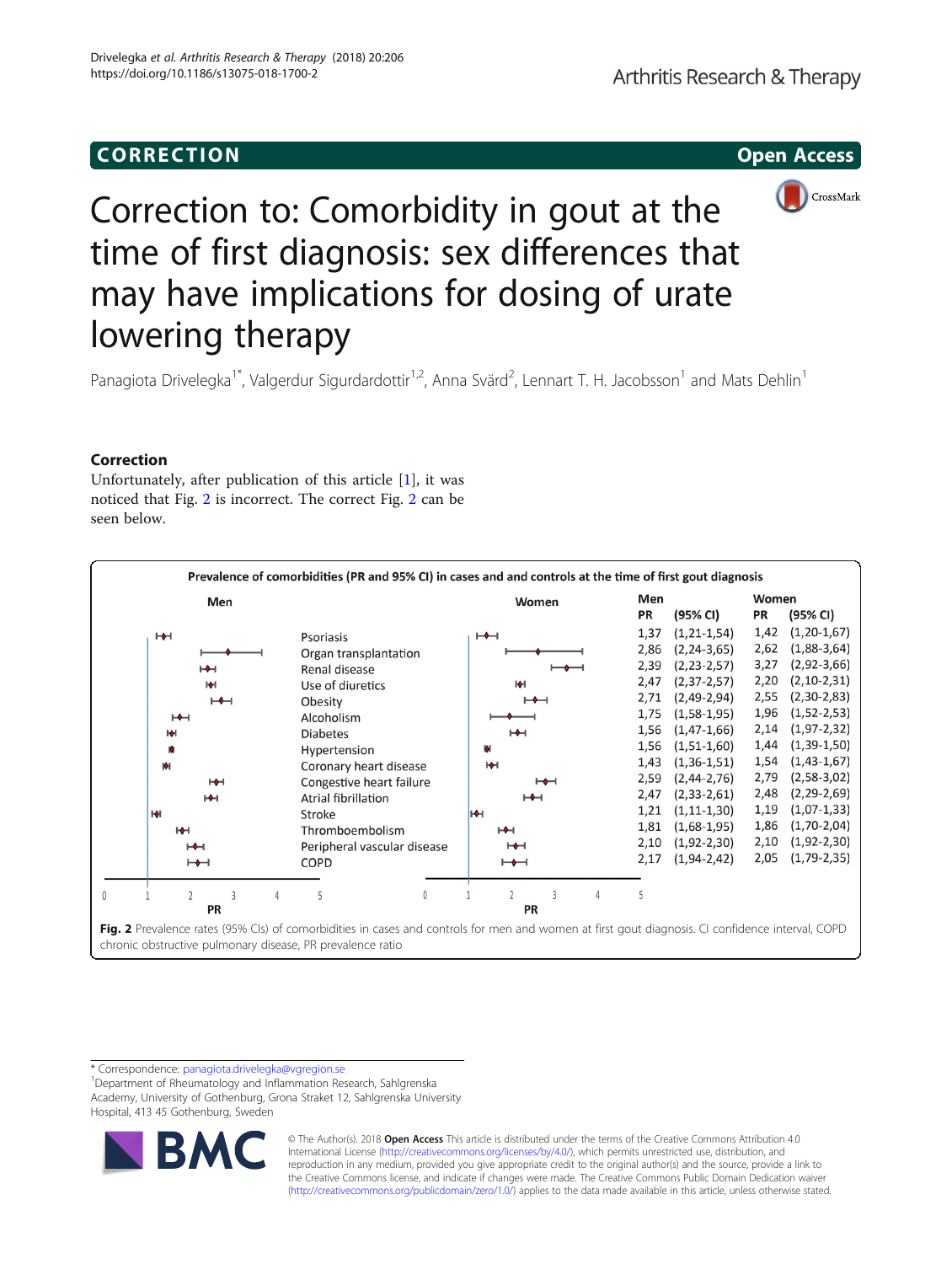**CORRECTION** **Open Access**

# Correction to: Comorbidity in gout at the time of first diagnosis: sex differences that may have implications for dosing of urate lowering therapy

Panagiota Drivelegka[1*], Valgerdur Sigurdardottir[1,2], Anna Svärd[2], Lennart T. H. Jacobsson[1] and Mats Dehlin[1]

## Correction

Unfortunately, after publication of this article [1], it was noticed that Fig. 2 is incorrect. The correct Fig. 2 can be seen below.

Prevalence of comorbidities (PR and 95% CI) in cases and and controls at the time of first gout diagnosis

| Comorbidity | Men PR | Men (95% CI) | Women PR | Women (95% CI) |
|---|---|---|---|---|
| Psoriasis | 1,37 | (1,21-1,54) | 1,42 | (1,20-1,67) |
| Organ transplantation | 2,86 | (2,24-3,65) | 2,62 | (1,88-3,64) |
| Renal disease | 2,39 | (2,23-2,57) | 3,27 | (2,92-3,66) |
| Use of diuretics | 2,47 | (2,37-2,57) | 2,20 | (2,10-2,31) |
| Obesity | 2,71 | (2,49-2,94) | 2,55 | (2,30-2,83) |
| Alcoholism | 1,75 | (1,58-1,95) | 1,96 | (1,52-2,53) |
| Diabetes | 1,56 | (1,47-1,66) | 2,14 | (1,97-2,32) |
| Hypertension | 1,56 | (1,51-1,60) | 1,44 | (1,39-1,50) |
| Coronary heart disease | 1,43 | (1,36-1,51) | 1,54 | (1,43-1,67) |
| Congestive heart failure | 2,59 | (2,44-2,76) | 2,79 | (2,58-3,02) |
| Atrial fibrillation | 2,47 | (2,33-2,61) | 2,48 | (2,29-2,69) |
| Stroke | 1,21 | (1,11-1,30) | 1,19 | (1,07-1,33) |
| Thromboembolism | 1,81 | (1,68-1,95) | 1,86 | (1,70-2,04) |
| Peripheral vascular disease | 2,10 | (1,92-2,30) | 2,10 | (1,92-2,30) |
| COPD | 2,17 | (1,94-2,42) | 2,05 | (1,79-2,35) |

**Fig. 2** Prevalence rates (95% CIs) of comorbidities in cases and controls for men and women at first gout diagnosis. CI confidence interval, COPD chronic obstructive pulmonary disease, PR prevalence ratio

---

\* Correspondence: panagiota.drivelegka@vgregion.se
[1]Department of Rheumatology and Inflammation Research, Sahlgrenska Academy, University of Gothenburg, Grona Straket 12, Sahlgrenska University Hospital, 413 45 Gothenburg, Sweden

© The Author(s). 2018 **Open Access** This article is distributed under the terms of the Creative Commons Attribution 4.0 International License (http://creativecommons.org/licenses/by/4.0/), which permits unrestricted use, distribution, and reproduction in any medium, provided you give appropriate credit to the original author(s) and the source, provide a link to the Creative Commons license, and indicate if changes were made. The Creative Commons Public Domain Dedication waiver (http://creativecommons.org/publicdomain/zero/1.0/) applies to the data made available in this article, unless otherwise stated.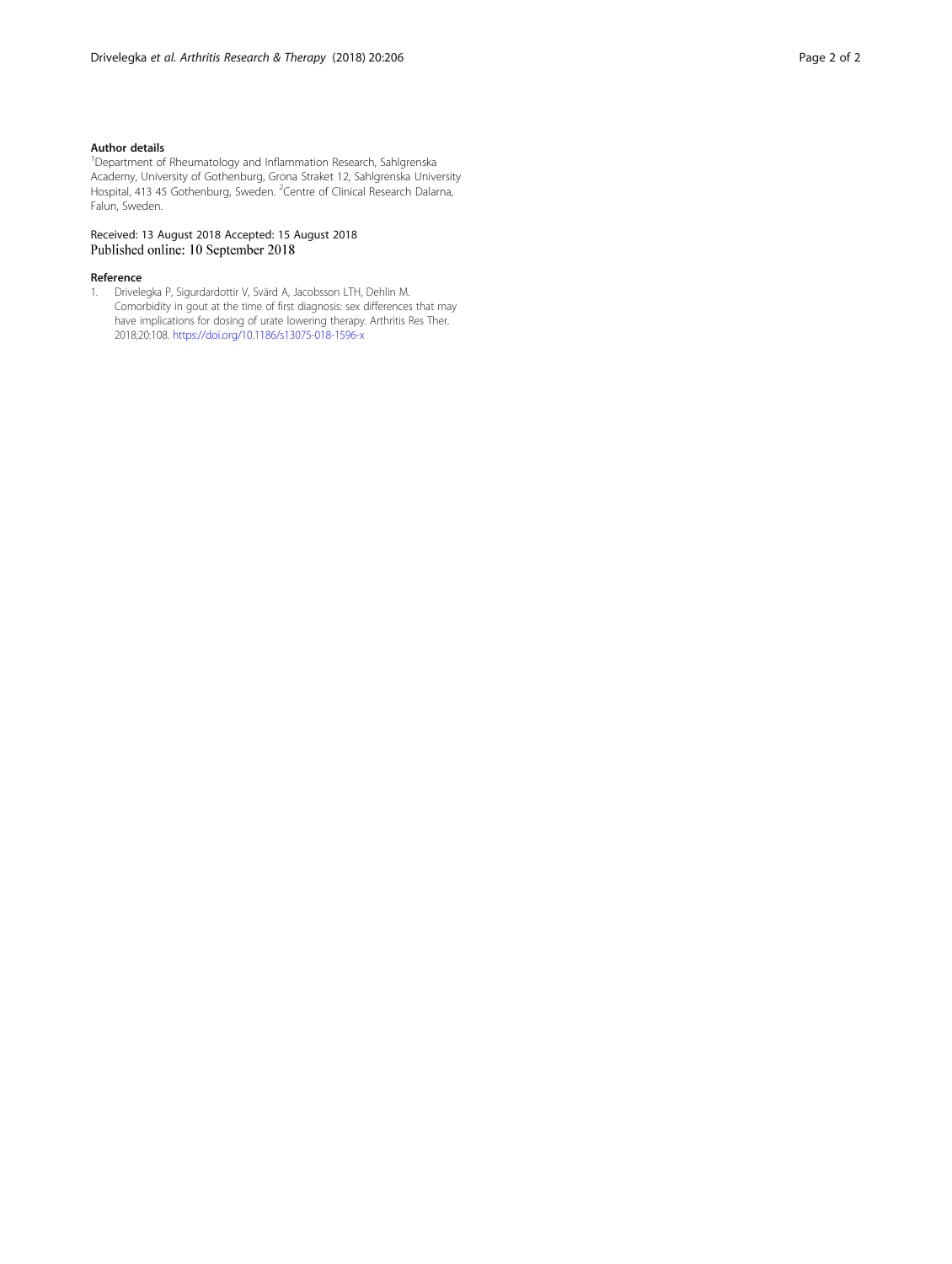#### Author details

[1]Department of Rheumatology and Inflammation Research, Sahlgrenska Academy, University of Gothenburg, Grona Straket 12, Sahlgrenska University Hospital, 413 45 Gothenburg, Sweden. [2]Centre of Clinical Research Dalarna, Falun, Sweden.

Received: 13 August 2018 Accepted: 15 August 2018
Published online: 10 September 2018

#### Reference

1. Drivelegka P, Sigurdardottir V, Svärd A, Jacobsson LTH, Dehlin M. Comorbidity in gout at the time of first diagnosis: sex differences that may have implications for dosing of urate lowering therapy. Arthritis Res Ther. 2018;20:108. https://doi.org/10.1186/s13075-018-1596-x